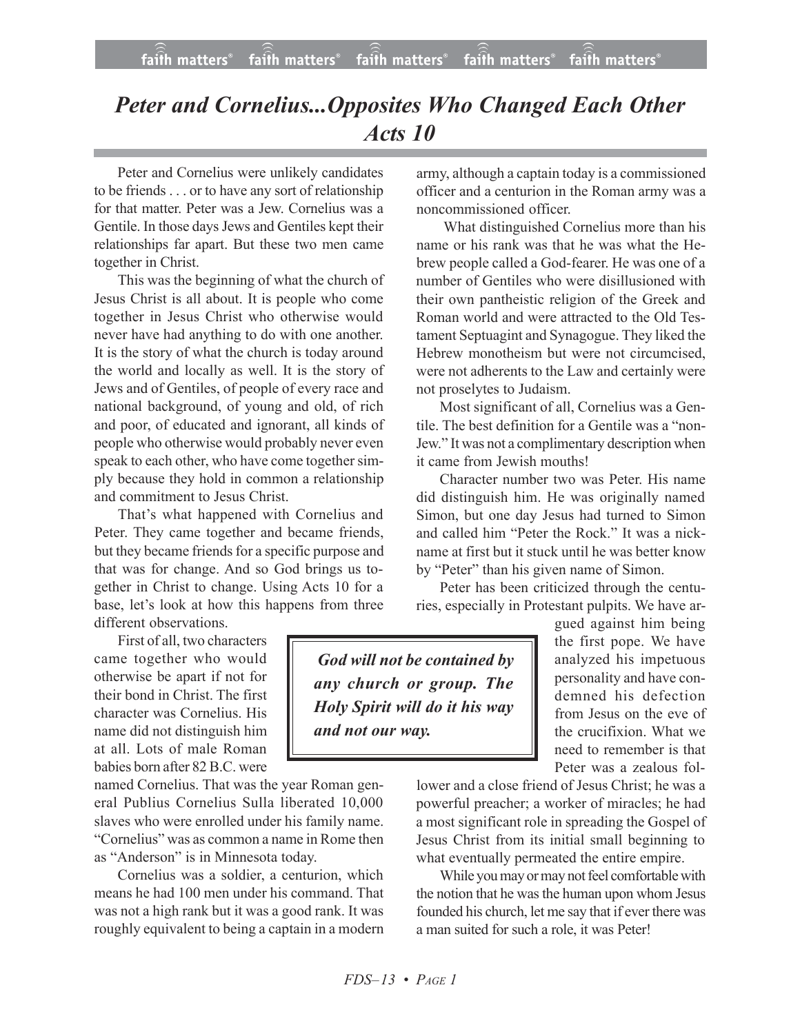# *Peter and Cornelius...Opposites Who Changed Each Other Acts 10*

Peter and Cornelius were unlikely candidates to be friends . . . or to have any sort of relationship for that matter. Peter was a Jew. Cornelius was a Gentile. In those days Jews and Gentiles kept their relationships far apart. But these two men came together in Christ.

This was the beginning of what the church of Jesus Christ is all about. It is people who come together in Jesus Christ who otherwise would never have had anything to do with one another. It is the story of what the church is today around the world and locally as well. It is the story of Jews and of Gentiles, of people of every race and national background, of young and old, of rich and poor, of educated and ignorant, all kinds of people who otherwise would probably never even speak to each other, who have come together simply because they hold in common a relationship and commitment to Jesus Christ.

That's what happened with Cornelius and Peter. They came together and became friends, but they became friends for a specific purpose and that was for change. And so God brings us together in Christ to change. Using Acts 10 for a base, let's look at how this happens from three different observations.

First of all, two characters came together who would otherwise be apart if not for their bond in Christ. The first character was Cornelius. His name did not distinguish him at all. Lots of male Roman babies born after 82 B.C. were named Cornelius. That was the year Roman general Publius Cornelius Sulla liberated 10,000 slaves who were enrolled under his family name. "Cornelius" was as common a name in Rome then as "Anderson" is in Minnesota today.

Cornelius was a soldier, a centurion, which means he had 100 men under his command. That was not a high rank but it was a good rank. It was roughly equivalent to being a captain in a modern army, although a captain today is a commissioned officer and a centurion in the Roman army was a noncommissioned officer.

What distinguished Cornelius more than his name or his rank was that he was what the Hebrew people called a God-fearer. He was one of a number of Gentiles who were disillusioned with their own pantheistic religion of the Greek and Roman world and were attracted to the Old Testament Septuagint and Synagogue. They liked the Hebrew monotheism but were not circumcised, were not adherents to the Law and certainly were not proselytes to Judaism.

Most significant of all, Cornelius was a Gentile. The best definition for a Gentile was a "non-Jew." It was not a complimentary description when it came from Jewish mouths!

Character number two was Peter. His name did distinguish him. He was originally named Simon, but one day Jesus had turned to Simon and called him "Peter the Rock." It was a nickname at first but it stuck until he was better know by "Peter" than his given name of Simon.

Peter has been criticized through the centuries, especially in Protestant pulpits. We have argued against him being the first pope. We have analyzed his impetuous personality and have condemned his defection from Jesus on the eve of the crucifixion. What we need to remember is that Peter was a zealous follower and a close friend of Jesus Christ; he was a powerful preacher; a worker of miracles; he had a most significant role in spreading the Gospel of Jesus Christ from its initial small beginning to what eventually permeated the entire empire.

> ***God will not be contained by any church or group. The Holy Spirit will do it his way and not our way.***

While you may or may not feel comfortable with the notion that he was the human upon whom Jesus founded his church, let me say that if ever there was a man suited for such a role, it was Peter!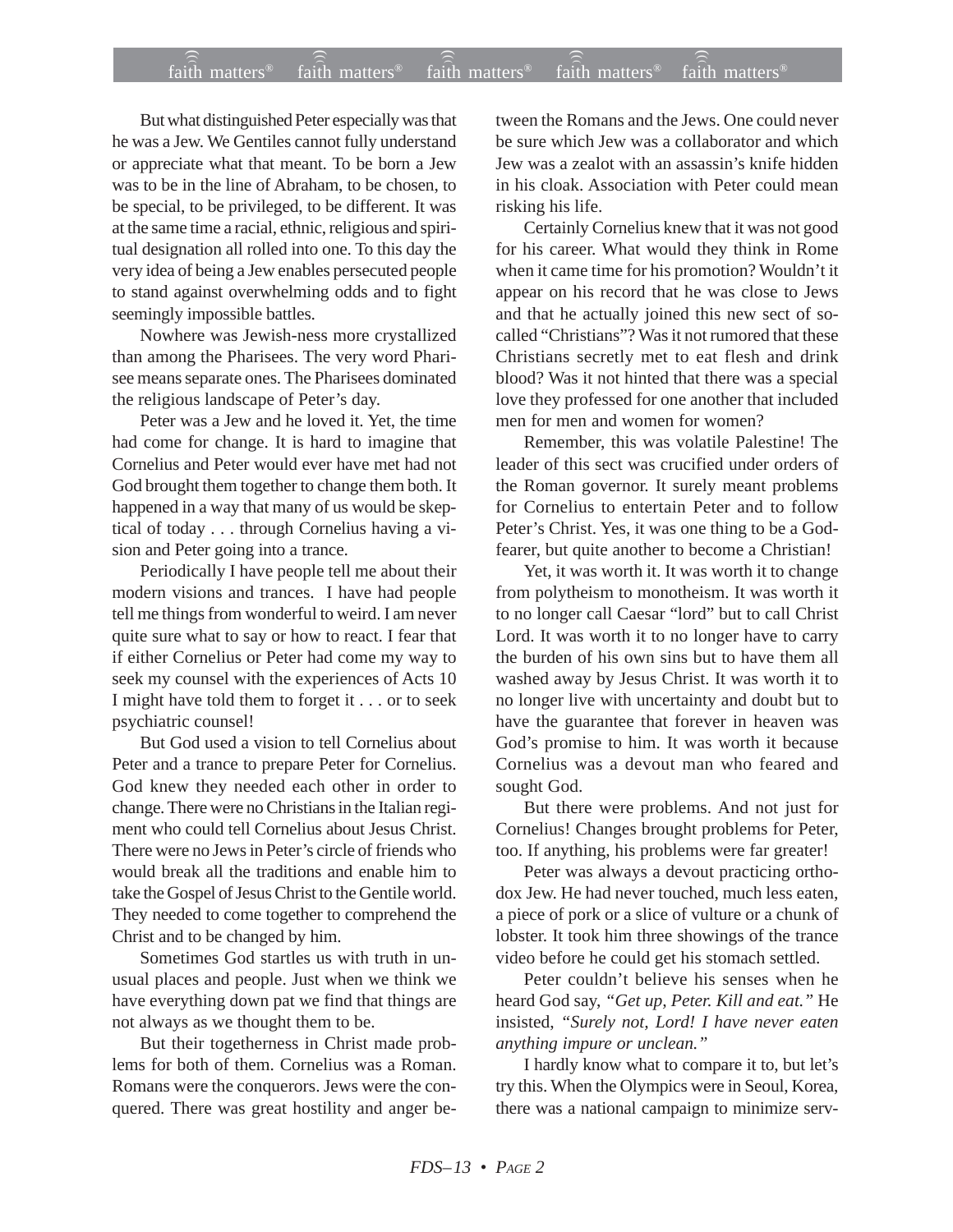But what distinguished Peter especially was that he was a Jew. We Gentiles cannot fully understand or appreciate what that meant. To be born a Jew was to be in the line of Abraham, to be chosen, to be special, to be privileged, to be different. It was at the same time a racial, ethnic, religious and spiritual designation all rolled into one. To this day the very idea of being a Jew enables persecuted people to stand against overwhelming odds and to fight seemingly impossible battles.

Nowhere was Jewish-ness more crystallized than among the Pharisees. The very word Pharisee means separate ones. The Pharisees dominated the religious landscape of Peter's day.

Peter was a Jew and he loved it. Yet, the time had come for change. It is hard to imagine that Cornelius and Peter would ever have met had not God brought them together to change them both. It happened in a way that many of us would be skeptical of today . . . through Cornelius having a vision and Peter going into a trance.

Periodically I have people tell me about their modern visions and trances. I have had people tell me things from wonderful to weird. I am never quite sure what to say or how to react. I fear that if either Cornelius or Peter had come my way to seek my counsel with the experiences of Acts 10 I might have told them to forget it . . . or to seek psychiatric counsel!

But God used a vision to tell Cornelius about Peter and a trance to prepare Peter for Cornelius. God knew they needed each other in order to change. There were no Christians in the Italian regiment who could tell Cornelius about Jesus Christ. There were no Jews in Peter's circle of friends who would break all the traditions and enable him to take the Gospel of Jesus Christ to the Gentile world. They needed to come together to comprehend the Christ and to be changed by him.

Sometimes God startles us with truth in unusual places and people. Just when we think we have everything down pat we find that things are not always as we thought them to be.

But their togetherness in Christ made problems for both of them. Cornelius was a Roman. Romans were the conquerors. Jews were the conquered. There was great hostility and anger between the Romans and the Jews. One could never be sure which Jew was a collaborator and which Jew was a zealot with an assassin's knife hidden in his cloak. Association with Peter could mean risking his life.

Certainly Cornelius knew that it was not good for his career. What would they think in Rome when it came time for his promotion? Wouldn't it appear on his record that he was close to Jews and that he actually joined this new sect of so-called "Christians"? Was it not rumored that these Christians secretly met to eat flesh and drink blood? Was it not hinted that there was a special love they professed for one another that included men for men and women for women?

Remember, this was volatile Palestine! The leader of this sect was crucified under orders of the Roman governor. It surely meant problems for Cornelius to entertain Peter and to follow Peter's Christ. Yes, it was one thing to be a God-fearer, but quite another to become a Christian!

Yet, it was worth it. It was worth it to change from polytheism to monotheism. It was worth it to no longer call Caesar "lord" but to call Christ Lord. It was worth it to no longer have to carry the burden of his own sins but to have them all washed away by Jesus Christ. It was worth it to no longer live with uncertainty and doubt but to have the guarantee that forever in heaven was God's promise to him. It was worth it because Cornelius was a devout man who feared and sought God.

But there were problems. And not just for Cornelius! Changes brought problems for Peter, too. If anything, his problems were far greater!

Peter was always a devout practicing orthodox Jew. He had never touched, much less eaten, a piece of pork or a slice of vulture or a chunk of lobster. It took him three showings of the trance video before he could get his stomach settled.

Peter couldn't believe his senses when he heard God say, *"Get up, Peter. Kill and eat."* He insisted, *"Surely not, Lord! I have never eaten anything impure or unclean."*

I hardly know what to compare it to, but let's try this. When the Olympics were in Seoul, Korea, there was a national campaign to minimize serv-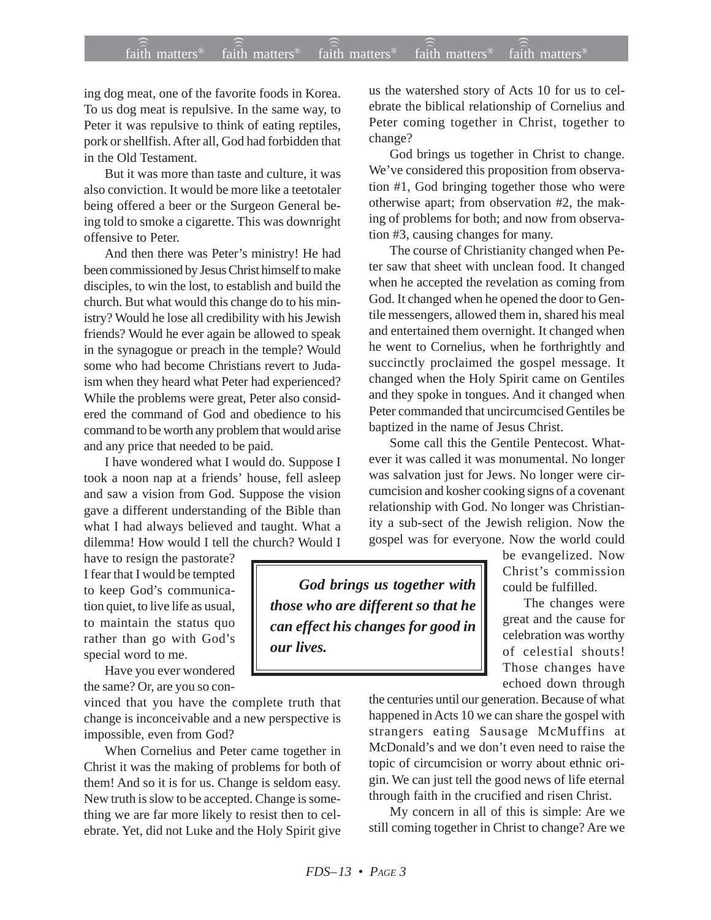ing dog meat, one of the favorite foods in Korea. To us dog meat is repulsive. In the same way, to Peter it was repulsive to think of eating reptiles, pork or shellfish. After all, God had forbidden that in the Old Testament.

But it was more than taste and culture, it was also conviction. It would be more like a teetotaler being offered a beer or the Surgeon General being told to smoke a cigarette. This was downright offensive to Peter.

And then there was Peter's ministry! He had been commissioned by Jesus Christ himself to make disciples, to win the lost, to establish and build the church. But what would this change do to his ministry? Would he lose all credibility with his Jewish friends? Would he ever again be allowed to speak in the synagogue or preach in the temple? Would some who had become Christians revert to Judaism when they heard what Peter had experienced? While the problems were great, Peter also considered the command of God and obedience to his command to be worth any problem that would arise and any price that needed to be paid.

I have wondered what I would do. Suppose I took a noon nap at a friends' house, fell asleep and saw a vision from God. Suppose the vision gave a different understanding of the Bible than what I had always believed and taught. What a dilemma! How would I tell the church? Would I have to resign the pastorate? I fear that I would be tempted to keep God's communication quiet, to live life as usual, to maintain the status quo rather than go with God's special word to me.

Have you ever wondered the same? Or, are you so convinced that you have the complete truth that change is inconceivable and a new perspective is impossible, even from God?

When Cornelius and Peter came together in Christ it was the making of problems for both of them! And so it is for us. Change is seldom easy. New truth is slow to be accepted. Change is something we are far more likely to resist then to celebrate. Yet, did not Luke and the Holy Spirit give us the watershed story of Acts 10 for us to celebrate the biblical relationship of Cornelius and Peter coming together in Christ, together to change?

God brings us together in Christ to change. We've considered this proposition from observation #1, God bringing together those who were otherwise apart; from observation #2, the making of problems for both; and now from observation #3, causing changes for many.

The course of Christianity changed when Peter saw that sheet with unclean food. It changed when he accepted the revelation as coming from God. It changed when he opened the door to Gentile messengers, allowed them in, shared his meal and entertained them overnight. It changed when he went to Cornelius, when he forthrightly and succinctly proclaimed the gospel message. It changed when the Holy Spirit came on Gentiles and they spoke in tongues. And it changed when Peter commanded that uncircumcised Gentiles be baptized in the name of Jesus Christ.

Some call this the Gentile Pentecost. Whatever it was called it was monumental. No longer was salvation just for Jews. No longer were circumcision and kosher cooking signs of a covenant relationship with God. No longer was Christianity a sub-sect of the Jewish religion. Now the gospel was for everyone. Now the world could be evangelized. Now Christ's commission could be fulfilled.

> ***God brings us together with those who are different so that he can effect his changes for good in our lives.***

The changes were great and the cause for celebration was worthy of celestial shouts! Those changes have echoed down through the centuries until our generation. Because of what happened in Acts 10 we can share the gospel with strangers eating Sausage McMuffins at McDonald's and we don't even need to raise the topic of circumcision or worry about ethnic origin. We can just tell the good news of life eternal through faith in the crucified and risen Christ.

My concern in all of this is simple: Are we still coming together in Christ to change? Are we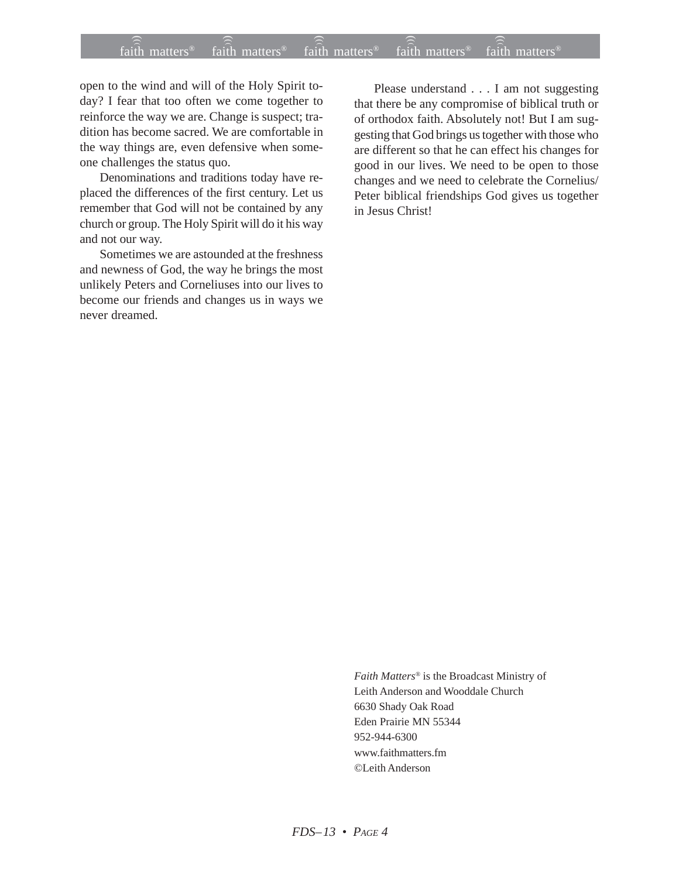open to the wind and will of the Holy Spirit today? I fear that too often we come together to reinforce the way we are. Change is suspect; tradition has become sacred. We are comfortable in the way things are, even defensive when someone challenges the status quo.

Denominations and traditions today have replaced the differences of the first century. Let us remember that God will not be contained by any church or group. The Holy Spirit will do it his way and not our way.

Sometimes we are astounded at the freshness and newness of God, the way he brings the most unlikely Peters and Corneliuses into our lives to become our friends and changes us in ways we never dreamed.

Please understand . . . I am not suggesting that there be any compromise of biblical truth or of orthodox faith. Absolutely not! But I am suggesting that God brings us together with those who are different so that he can effect his changes for good in our lives. We need to be open to those changes and we need to celebrate the Cornelius/Peter biblical friendships God gives us together in Jesus Christ!

*Faith Matters®* is the Broadcast Ministry of
Leith Anderson and Wooddale Church
6630 Shady Oak Road
Eden Prairie MN 55344
952-944-6300
www.faithmatters.fm
©Leith Anderson